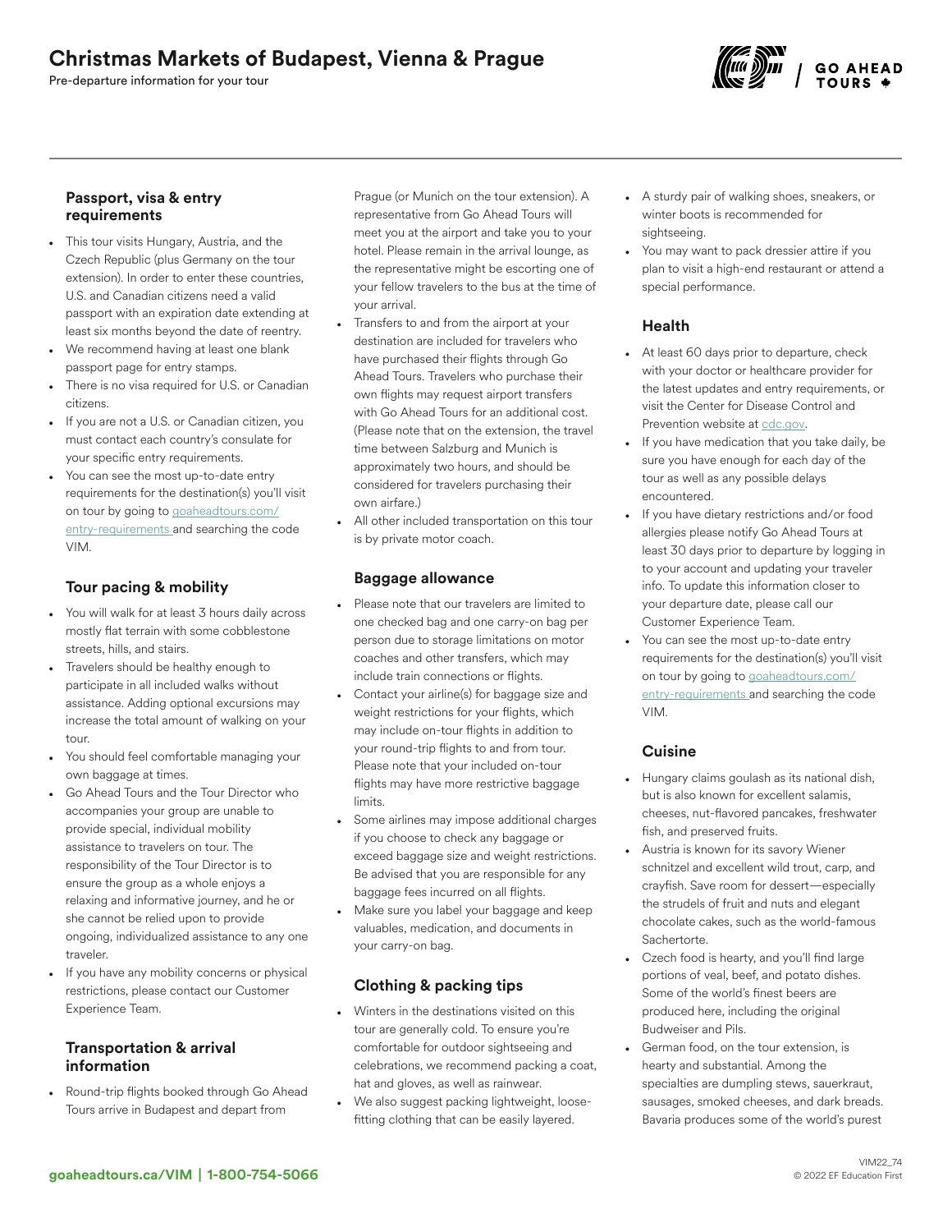# Christmas Markets of Budapest, Vienna & Prague

Pre-departure information for your tour

### Passport, visa & entry requirements

- This tour visits Hungary, Austria, and the Czech Republic (plus Germany on the tour extension). In order to enter these countries, U.S. and Canadian citizens need a valid passport with an expiration date extending at least six months beyond the date of reentry.
- We recommend having at least one blank passport page for entry stamps.
- There is no visa required for U.S. or Canadian citizens.
- If you are not a U.S. or Canadian citizen, you must contact each country's consulate for your specific entry requirements.
- You can see the most up-to-date entry requirements for the destination(s) you'll visit on tour by going to goaheadtours.com/entry-requirements and searching the code VIM.

### Tour pacing & mobility

- You will walk for at least 3 hours daily across mostly flat terrain with some cobblestone streets, hills, and stairs.
- Travelers should be healthy enough to participate in all included walks without assistance. Adding optional excursions may increase the total amount of walking on your tour.
- You should feel comfortable managing your own baggage at times.
- Go Ahead Tours and the Tour Director who accompanies your group are unable to provide special, individual mobility assistance to travelers on tour. The responsibility of the Tour Director is to ensure the group as a whole enjoys a relaxing and informative journey, and he or she cannot be relied upon to provide ongoing, individualized assistance to any one traveler.
- If you have any mobility concerns or physical restrictions, please contact our Customer Experience Team.

### Transportation & arrival information

- Round-trip flights booked through Go Ahead Tours arrive in Budapest and depart from Prague (or Munich on the tour extension). A representative from Go Ahead Tours will meet you at the airport and take you to your hotel. Please remain in the arrival lounge, as the representative might be escorting one of your fellow travelers to the bus at the time of your arrival.
- Transfers to and from the airport at your destination are included for travelers who have purchased their flights through Go Ahead Tours. Travelers who purchase their own flights may request airport transfers with Go Ahead Tours for an additional cost. (Please note that on the extension, the travel time between Salzburg and Munich is approximately two hours, and should be considered for travelers purchasing their own airfare.)
- All other included transportation on this tour is by private motor coach.

### Baggage allowance

- Please note that our travelers are limited to one checked bag and one carry-on bag per person due to storage limitations on motor coaches and other transfers, which may include train connections or flights.
- Contact your airline(s) for baggage size and weight restrictions for your flights, which may include on-tour flights in addition to your round-trip flights to and from tour. Please note that your included on-tour flights may have more restrictive baggage limits.
- Some airlines may impose additional charges if you choose to check any baggage or exceed baggage size and weight restrictions. Be advised that you are responsible for any baggage fees incurred on all flights.
- Make sure you label your baggage and keep valuables, medication, and documents in your carry-on bag.

### Clothing & packing tips

- Winters in the destinations visited on this tour are generally cold. To ensure you're comfortable for outdoor sightseeing and celebrations, we recommend packing a coat, hat and gloves, as well as rainwear.
- We also suggest packing lightweight, loose-fitting clothing that can be easily layered.
- A sturdy pair of walking shoes, sneakers, or winter boots is recommended for sightseeing.
- You may want to pack dressier attire if you plan to visit a high-end restaurant or attend a special performance.

### Health

- At least 60 days prior to departure, check with your doctor or healthcare provider for the latest updates and entry requirements, or visit the Center for Disease Control and Prevention website at cdc.gov.
- If you have medication that you take daily, be sure you have enough for each day of the tour as well as any possible delays encountered.
- If you have dietary restrictions and/or food allergies please notify Go Ahead Tours at least 30 days prior to departure by logging in to your account and updating your traveler info. To update this information closer to your departure date, please call our Customer Experience Team.
- You can see the most up-to-date entry requirements for the destination(s) you'll visit on tour by going to goaheadtours.com/entry-requirements and searching the code VIM.

### Cuisine

- Hungary claims goulash as its national dish, but is also known for excellent salamis, cheeses, nut-flavored pancakes, freshwater fish, and preserved fruits.
- Austria is known for its savory Wiener schnitzel and excellent wild trout, carp, and crayfish. Save room for dessert—especially the strudels of fruit and nuts and elegant chocolate cakes, such as the world-famous Sachertorte.
- Czech food is hearty, and you'll find large portions of veal, beef, and potato dishes. Some of the world's finest beers are produced here, including the original Budweiser and Pils.
- German food, on the tour extension, is hearty and substantial. Among the specialties are dumpling stews, sauerkraut, sausages, smoked cheeses, and dark breads. Bavaria produces some of the world's purest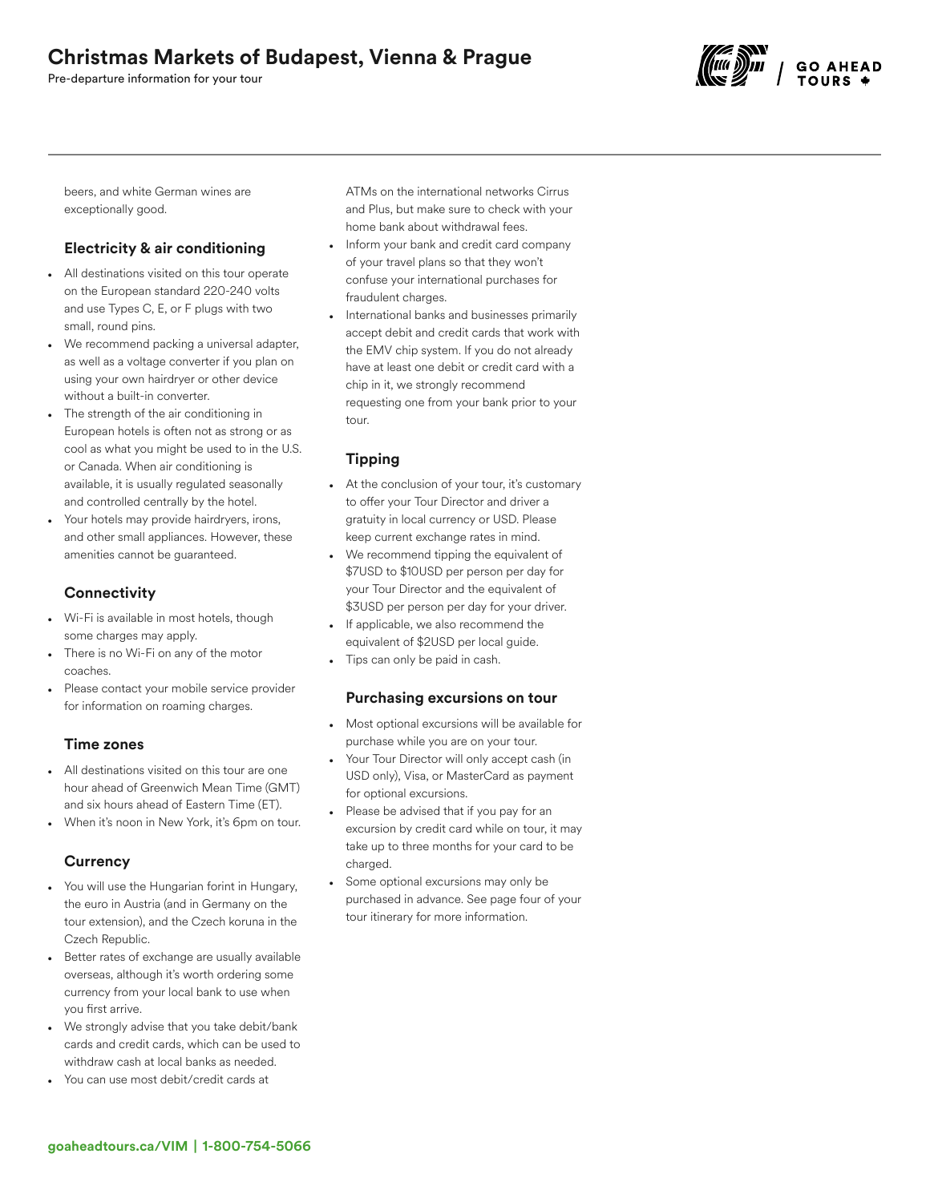beers, and white German wines are exceptionally good.

### Electricity & air conditioning

- All destinations visited on this tour operate on the European standard 220-240 volts and use Types C, E, or F plugs with two small, round pins.
- We recommend packing a universal adapter, as well as a voltage converter if you plan on using your own hairdryer or other device without a built-in converter.
- The strength of the air conditioning in European hotels is often not as strong or as cool as what you might be used to in the U.S. or Canada. When air conditioning is available, it is usually regulated seasonally and controlled centrally by the hotel.
- Your hotels may provide hairdryers, irons, and other small appliances. However, these amenities cannot be guaranteed.

### Connectivity

- Wi-Fi is available in most hotels, though some charges may apply.
- There is no Wi-Fi on any of the motor coaches.
- Please contact your mobile service provider for information on roaming charges.

### Time zones

- All destinations visited on this tour are one hour ahead of Greenwich Mean Time (GMT) and six hours ahead of Eastern Time (ET).
- When it's noon in New York, it's 6pm on tour.

### Currency

- You will use the Hungarian forint in Hungary, the euro in Austria (and in Germany on the tour extension), and the Czech koruna in the Czech Republic.
- Better rates of exchange are usually available overseas, although it's worth ordering some currency from your local bank to use when you first arrive.
- We strongly advise that you take debit/bank cards and credit cards, which can be used to withdraw cash at local banks as needed.
- You can use most debit/credit cards at ATMs on the international networks Cirrus and Plus, but make sure to check with your home bank about withdrawal fees.
- Inform your bank and credit card company of your travel plans so that they won't confuse your international purchases for fraudulent charges.
- International banks and businesses primarily accept debit and credit cards that work with the EMV chip system. If you do not already have at least one debit or credit card with a chip in it, we strongly recommend requesting one from your bank prior to your tour.

### Tipping

- At the conclusion of your tour, it's customary to offer your Tour Director and driver a gratuity in local currency or USD. Please keep current exchange rates in mind.
- We recommend tipping the equivalent of $7USD to $10USD per person per day for your Tour Director and the equivalent of $3USD per person per day for your driver.
- If applicable, we also recommend the equivalent of $2USD per local guide.
- Tips can only be paid in cash.

### Purchasing excursions on tour

- Most optional excursions will be available for purchase while you are on your tour.
- Your Tour Director will only accept cash (in USD only), Visa, or MasterCard as payment for optional excursions.
- Please be advised that if you pay for an excursion by credit card while on tour, it may take up to three months for your card to be charged.
- Some optional excursions may only be purchased in advance. See page four of your tour itinerary for more information.